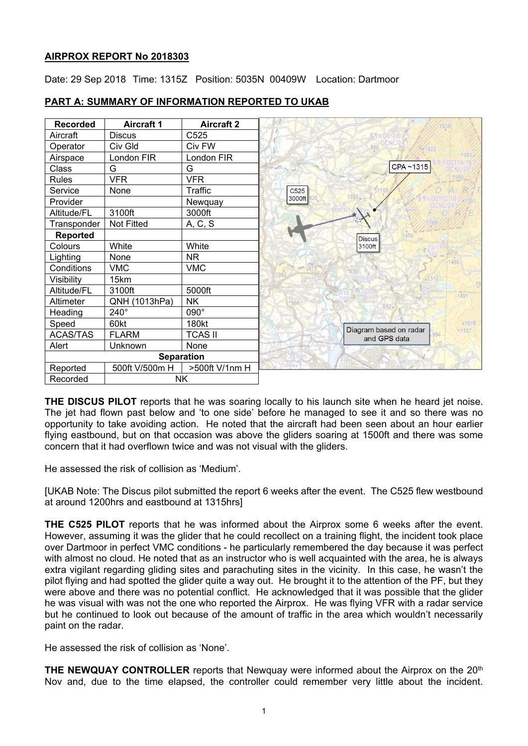**AIRPROX REPORT No 2018303**

Date: 29 Sep 2018 Time: 1315Z Position: 5035N 00409W Location: Dartmoor

**PART A: SUMMARY OF INFORMATION REPORTED TO UKAB**

| Recorded | Aircraft 1 | Aircraft 2 |
|---|---|---|
| Aircraft | Discus | C525 |
| Operator | Civ Gld | Civ FW |
| Airspace | London FIR | London FIR |
| Class | G | G |
| Rules | VFR | VFR |
| Service | None | Traffic |
| Provider | | Newquay |
| Altitude/FL | 3100ft | 3000ft |
| Transponder | Not Fitted | A, C, S |
| **Reported** | | |
| Colours | White | White |
| Lighting | None | NR |
| Conditions | VMC | VMC |
| Visibility | 15km | |
| Altitude/FL | 3100ft | 5000ft |
| Altimeter | QNH (1013hPa) | NK |
| Heading | 240° | 090° |
| Speed | 60kt | 180kt |
| ACAS/TAS | FLARM | TCAS II |
| Alert | Unknown | None |
| **Separation** | | |
| Reported | 500ft V/500m H | >500ft V/1nm H |
| Recorded | NK | |

C525 3000ft

CPA ~1315

Discus 3100ft

Diagram based on radar and GPS data

**THE DISCUS PILOT** reports that he was soaring locally to his launch site when he heard jet noise. The jet had flown past below and 'to one side' before he managed to see it and so there was no opportunity to take avoiding action. He noted that the aircraft had been seen about an hour earlier flying eastbound, but on that occasion was above the gliders soaring at 1500ft and there was some concern that it had overflown twice and was not visual with the gliders.

He assessed the risk of collision as 'Medium'.

[UKAB Note: The Discus pilot submitted the report 6 weeks after the event. The C525 flew westbound at around 1200hrs and eastbound at 1315hrs]

**THE C525 PILOT** reports that he was informed about the Airprox some 6 weeks after the event. However, assuming it was the glider that he could recollect on a training flight, the incident took place over Dartmoor in perfect VMC conditions - he particularly remembered the day because it was perfect with almost no cloud. He noted that as an instructor who is well acquainted with the area, he is always extra vigilant regarding gliding sites and parachuting sites in the vicinity. In this case, he wasn't the pilot flying and had spotted the glider quite a way out. He brought it to the attention of the PF, but they were above and there was no potential conflict. He acknowledged that it was possible that the glider he was visual with was not the one who reported the Airprox. He was flying VFR with a radar service but he continued to look out because of the amount of traffic in the area which wouldn't necessarily paint on the radar.

He assessed the risk of collision as 'None'.

**THE NEWQUAY CONTROLLER** reports that Newquay were informed about the Airprox on the 20th Nov and, due to the time elapsed, the controller could remember very little about the incident.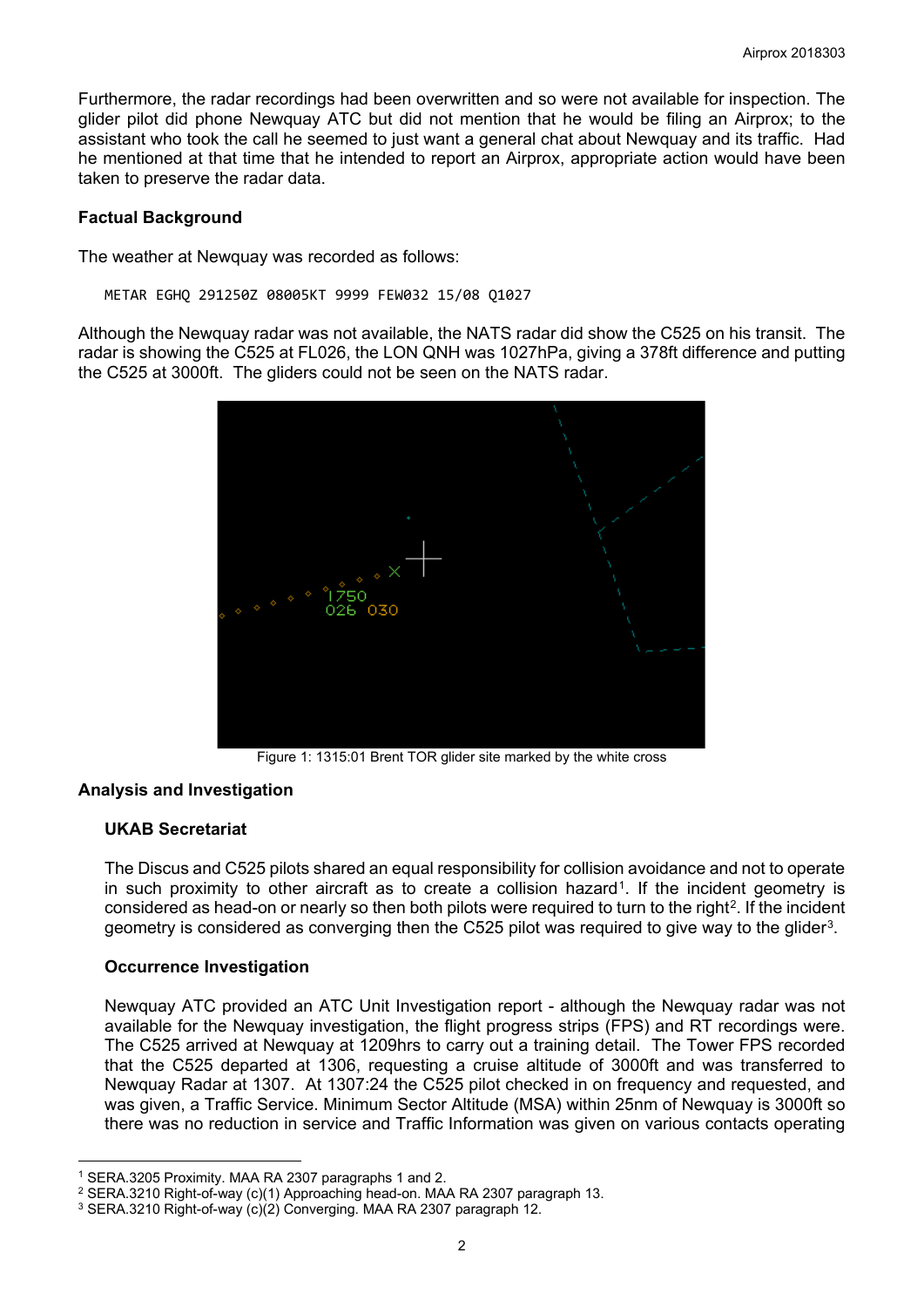Furthermore, the radar recordings had been overwritten and so were not available for inspection. The glider pilot did phone Newquay ATC but did not mention that he would be filing an Airprox; to the assistant who took the call he seemed to just want a general chat about Newquay and its traffic. Had he mentioned at that time that he intended to report an Airprox, appropriate action would have been taken to preserve the radar data.

### Factual Background

The weather at Newquay was recorded as follows:

```
METAR EGHQ 291250Z 08005KT 9999 FEW032 15/08 Q1027
```

Although the Newquay radar was not available, the NATS radar did show the C525 on his transit. The radar is showing the C525 at FL026, the LON QNH was 1027hPa, giving a 378ft difference and putting the C525 at 3000ft. The gliders could not be seen on the NATS radar.

Figure 1: 1315:01 Brent TOR glider site marked by the white cross

### Analysis and Investigation

#### UKAB Secretariat

The Discus and C525 pilots shared an equal responsibility for collision avoidance and not to operate in such proximity to other aircraft as to create a collision hazard[1]. If the incident geometry is considered as head-on or nearly so then both pilots were required to turn to the right[2]. If the incident geometry is considered as converging then the C525 pilot was required to give way to the glider[3].

#### Occurrence Investigation

Newquay ATC provided an ATC Unit Investigation report - although the Newquay radar was not available for the Newquay investigation, the flight progress strips (FPS) and RT recordings were. The C525 arrived at Newquay at 1209hrs to carry out a training detail. The Tower FPS recorded that the C525 departed at 1306, requesting a cruise altitude of 3000ft and was transferred to Newquay Radar at 1307. At 1307:24 the C525 pilot checked in on frequency and requested, and was given, a Traffic Service. Minimum Sector Altitude (MSA) within 25nm of Newquay is 3000ft so there was no reduction in service and Traffic Information was given on various contacts operating

[1] SERA.3205 Proximity. MAA RA 2307 paragraphs 1 and 2.

[2] SERA.3210 Right-of-way (c)(1) Approaching head-on. MAA RA 2307 paragraph 13.

[3] SERA.3210 Right-of-way (c)(2) Converging. MAA RA 2307 paragraph 12.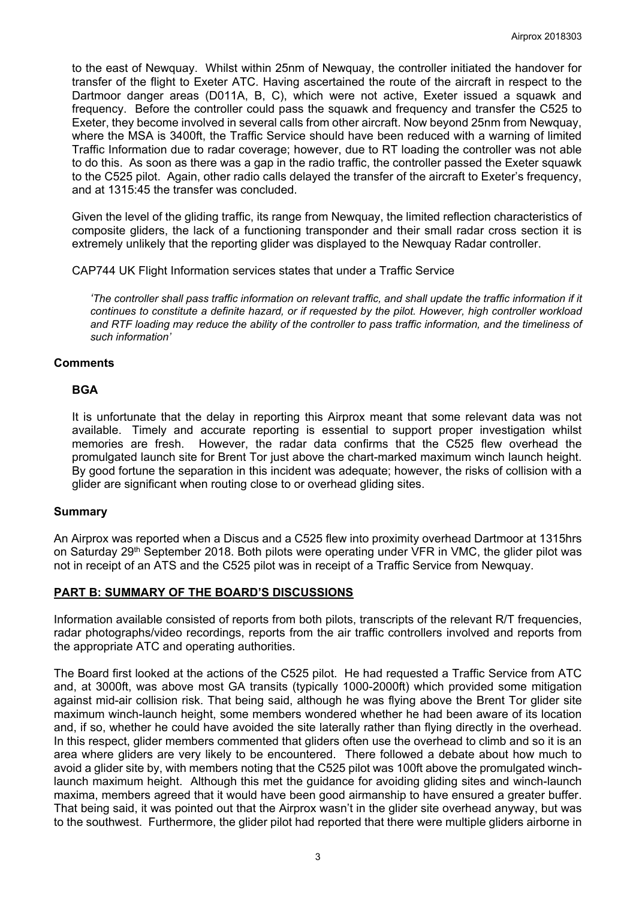to the east of Newquay. Whilst within 25nm of Newquay, the controller initiated the handover for transfer of the flight to Exeter ATC. Having ascertained the route of the aircraft in respect to the Dartmoor danger areas (D011A, B, C), which were not active, Exeter issued a squawk and frequency. Before the controller could pass the squawk and frequency and transfer the C525 to Exeter, they become involved in several calls from other aircraft. Now beyond 25nm from Newquay, where the MSA is 3400ft, the Traffic Service should have been reduced with a warning of limited Traffic Information due to radar coverage; however, due to RT loading the controller was not able to do this. As soon as there was a gap in the radio traffic, the controller passed the Exeter squawk to the C525 pilot. Again, other radio calls delayed the transfer of the aircraft to Exeter's frequency, and at 1315:45 the transfer was concluded.

Given the level of the gliding traffic, its range from Newquay, the limited reflection characteristics of composite gliders, the lack of a functioning transponder and their small radar cross section it is extremely unlikely that the reporting glider was displayed to the Newquay Radar controller.

CAP744 UK Flight Information services states that under a Traffic Service

> *'The controller shall pass traffic information on relevant traffic, and shall update the traffic information if it continues to constitute a definite hazard, or if requested by the pilot. However, high controller workload and RTF loading may reduce the ability of the controller to pass traffic information, and the timeliness of such information'*

## Comments

### BGA

It is unfortunate that the delay in reporting this Airprox meant that some relevant data was not available. Timely and accurate reporting is essential to support proper investigation whilst memories are fresh. However, the radar data confirms that the C525 flew overhead the promulgated launch site for Brent Tor just above the chart-marked maximum winch launch height. By good fortune the separation in this incident was adequate; however, the risks of collision with a glider are significant when routing close to or overhead gliding sites.

## Summary

An Airprox was reported when a Discus and a C525 flew into proximity overhead Dartmoor at 1315hrs on Saturday 29th September 2018. Both pilots were operating under VFR in VMC, the glider pilot was not in receipt of an ATS and the C525 pilot was in receipt of a Traffic Service from Newquay.

## PART B: SUMMARY OF THE BOARD'S DISCUSSIONS

Information available consisted of reports from both pilots, transcripts of the relevant R/T frequencies, radar photographs/video recordings, reports from the air traffic controllers involved and reports from the appropriate ATC and operating authorities.

The Board first looked at the actions of the C525 pilot. He had requested a Traffic Service from ATC and, at 3000ft, was above most GA transits (typically 1000-2000ft) which provided some mitigation against mid-air collision risk. That being said, although he was flying above the Brent Tor glider site maximum winch-launch height, some members wondered whether he had been aware of its location and, if so, whether he could have avoided the site laterally rather than flying directly in the overhead. In this respect, glider members commented that gliders often use the overhead to climb and so it is an area where gliders are very likely to be encountered. There followed a debate about how much to avoid a glider site by, with members noting that the C525 pilot was 100ft above the promulgated winch-launch maximum height. Although this met the guidance for avoiding gliding sites and winch-launch maxima, members agreed that it would have been good airmanship to have ensured a greater buffer. That being said, it was pointed out that the Airprox wasn't in the glider site overhead anyway, but was to the southwest. Furthermore, the glider pilot had reported that there were multiple gliders airborne in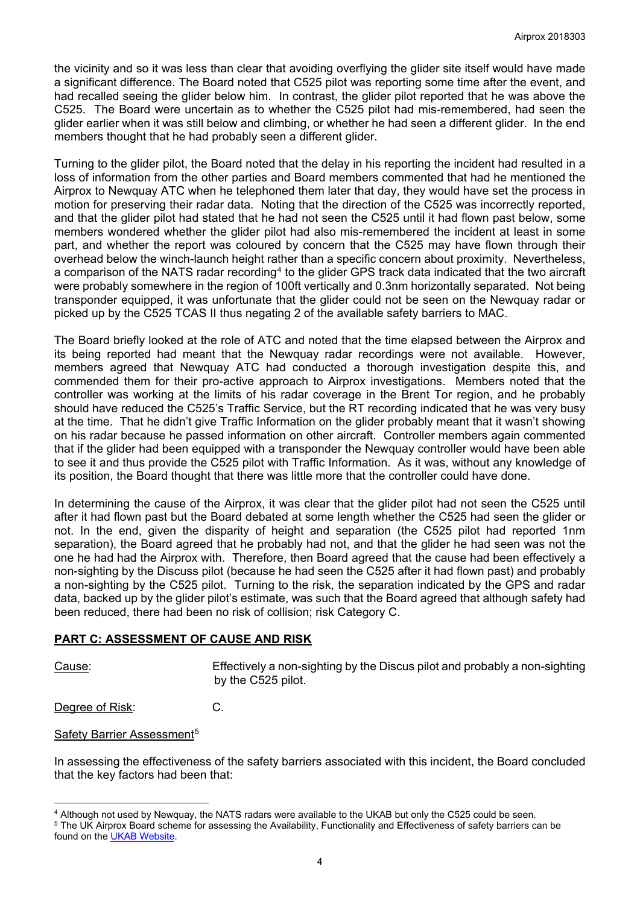the vicinity and so it was less than clear that avoiding overflying the glider site itself would have made a significant difference. The Board noted that C525 pilot was reporting some time after the event, and had recalled seeing the glider below him. In contrast, the glider pilot reported that he was above the C525. The Board were uncertain as to whether the C525 pilot had mis-remembered, had seen the glider earlier when it was still below and climbing, or whether he had seen a different glider. In the end members thought that he had probably seen a different glider.

Turning to the glider pilot, the Board noted that the delay in his reporting the incident had resulted in a loss of information from the other parties and Board members commented that had he mentioned the Airprox to Newquay ATC when he telephoned them later that day, they would have set the process in motion for preserving their radar data. Noting that the direction of the C525 was incorrectly reported, and that the glider pilot had stated that he had not seen the C525 until it had flown past below, some members wondered whether the glider pilot had also mis-remembered the incident at least in some part, and whether the report was coloured by concern that the C525 may have flown through their overhead below the winch-launch height rather than a specific concern about proximity. Nevertheless, a comparison of the NATS radar recording[4] to the glider GPS track data indicated that the two aircraft were probably somewhere in the region of 100ft vertically and 0.3nm horizontally separated. Not being transponder equipped, it was unfortunate that the glider could not be seen on the Newquay radar or picked up by the C525 TCAS II thus negating 2 of the available safety barriers to MAC.

The Board briefly looked at the role of ATC and noted that the time elapsed between the Airprox and its being reported had meant that the Newquay radar recordings were not available. However, members agreed that Newquay ATC had conducted a thorough investigation despite this, and commended them for their pro-active approach to Airprox investigations. Members noted that the controller was working at the limits of his radar coverage in the Brent Tor region, and he probably should have reduced the C525's Traffic Service, but the RT recording indicated that he was very busy at the time. That he didn't give Traffic Information on the glider probably meant that it wasn't showing on his radar because he passed information on other aircraft. Controller members again commented that if the glider had been equipped with a transponder the Newquay controller would have been able to see it and thus provide the C525 pilot with Traffic Information. As it was, without any knowledge of its position, the Board thought that there was little more that the controller could have done.

In determining the cause of the Airprox, it was clear that the glider pilot had not seen the C525 until after it had flown past but the Board debated at some length whether the C525 had seen the glider or not. In the end, given the disparity of height and separation (the C525 pilot had reported 1nm separation), the Board agreed that he probably had not, and that the glider he had seen was not the one he had had the Airprox with. Therefore, then Board agreed that the cause had been effectively a non-sighting by the Discuss pilot (because he had seen the C525 after it had flown past) and probably a non-sighting by the C525 pilot. Turning to the risk, the separation indicated by the GPS and radar data, backed up by the glider pilot's estimate, was such that the Board agreed that although safety had been reduced, there had been no risk of collision; risk Category C.

## PART C: ASSESSMENT OF CAUSE AND RISK

Cause: Effectively a non-sighting by the Discus pilot and probably a non-sighting by the C525 pilot.

Degree of Risk: C.

Safety Barrier Assessment[5]

In assessing the effectiveness of the safety barriers associated with this incident, the Board concluded that the key factors had been that:

---

[4] Although not used by Newquay, the NATS radars were available to the UKAB but only the C525 could be seen.

[5] The UK Airprox Board scheme for assessing the Availability, Functionality and Effectiveness of safety barriers can be found on the UKAB Website.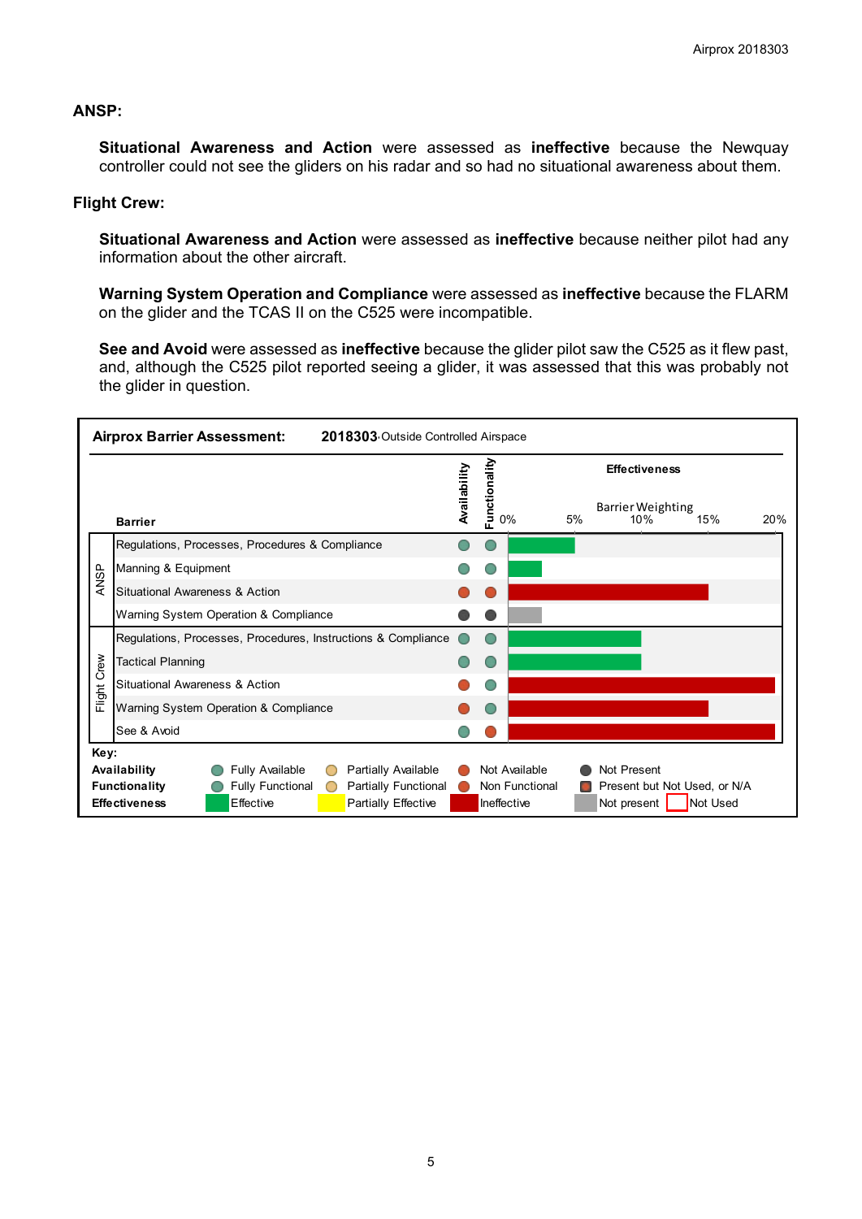**ANSP:**

**Situational Awareness and Action** were assessed as **ineffective** because the Newquay controller could not see the gliders on his radar and so had no situational awareness about them.

**Flight Crew:**

**Situational Awareness and Action** were assessed as **ineffective** because neither pilot had any information about the other aircraft.

**Warning System Operation and Compliance** were assessed as **ineffective** because the FLARM on the glider and the TCAS II on the C525 were incompatible.

**See and Avoid** were assessed as **ineffective** because the glider pilot saw the C525 as it flew past, and, although the C525 pilot reported seeing a glider, it was assessed that this was probably not the glider in question.

**Airprox Barrier Assessment:** **2018303** Outside Controlled Airspace

Barrier
Availability
Functionality
Effectiveness
Barrier Weighting
0% 5% 10% 15% 20%

ANSP
Regulations, Processes, Procedures & Compliance
Manning & Equipment
Situational Awareness & Action
Warning System Operation & Compliance

Flight Crew
Regulations, Processes, Procedures, Instructions & Compliance
Tactical Planning
Situational Awareness & Action
Warning System Operation & Compliance
See & Avoid

Key:
Availability: Fully Available, Partially Available, Not Available, Not Present
Functionality: Fully Functional, Partially Functional, Non Functional, Present but Not Used, or N/A
Effectiveness: Effective, Partially Effective, Ineffective, Not present, Not Used